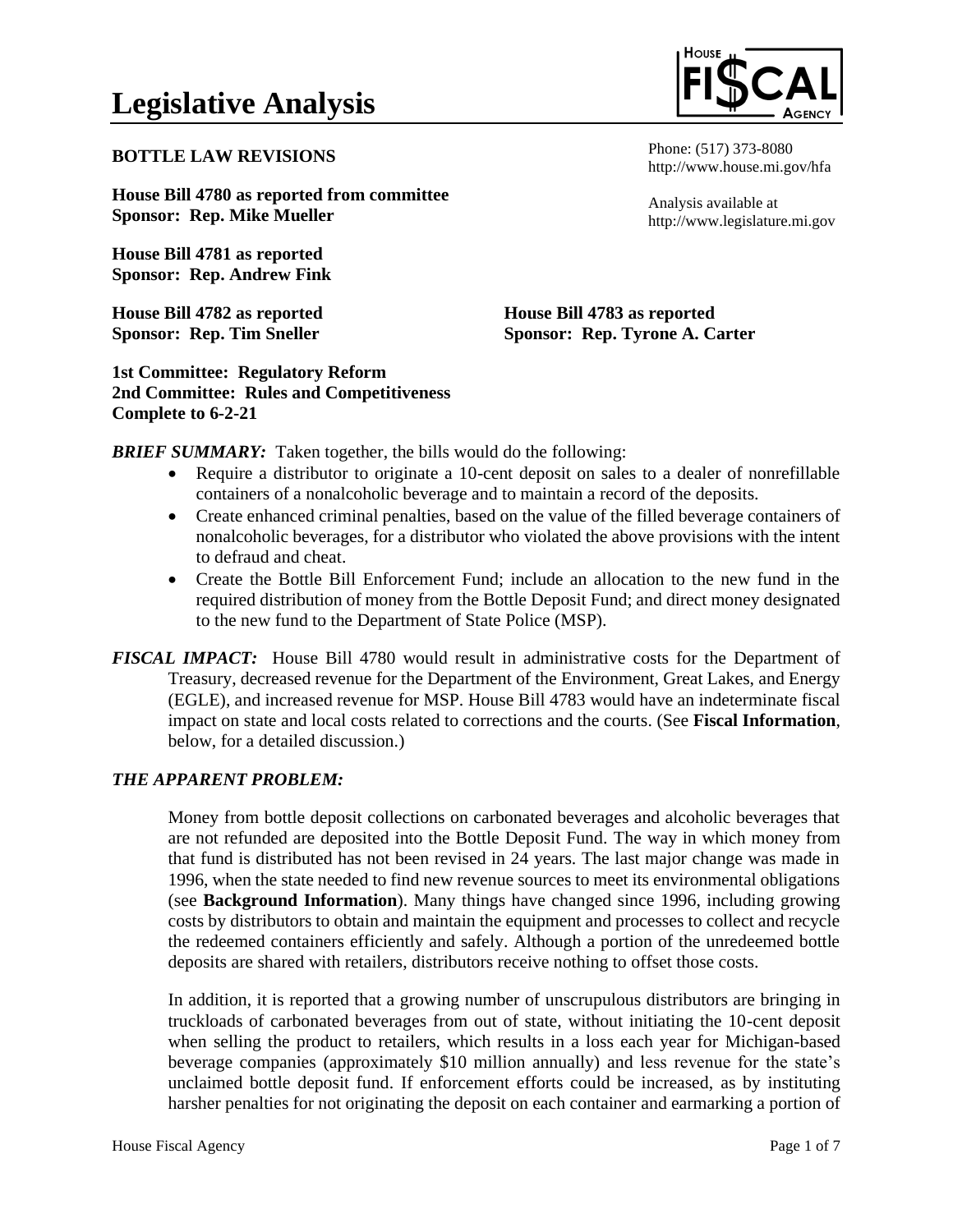# Legislative Analysis

Phone: (517) 373-8080
http://www.house.mi.gov/hfa

Analysis available at
http://www.legislature.mi.gov

**BOTTLE LAW REVISIONS**

**House Bill 4780 as reported from committee**
**Sponsor: Rep. Mike Mueller**

**House Bill 4781 as reported**
**Sponsor: Rep. Andrew Fink**

**House Bill 4782 as reported**
**Sponsor: Rep. Tim Sneller**

**House Bill 4783 as reported**
**Sponsor: Rep. Tyrone A. Carter**

**1st Committee: Regulatory Reform**
**2nd Committee: Rules and Competitiveness**
**Complete to 6-2-21**

***BRIEF SUMMARY:*** Taken together, the bills would do the following:

- Require a distributor to originate a 10-cent deposit on sales to a dealer of nonrefillable containers of a nonalcoholic beverage and to maintain a record of the deposits.
- Create enhanced criminal penalties, based on the value of the filled beverage containers of nonalcoholic beverages, for a distributor who violated the above provisions with the intent to defraud and cheat.
- Create the Bottle Bill Enforcement Fund; include an allocation to the new fund in the required distribution of money from the Bottle Deposit Fund; and direct money designated to the new fund to the Department of State Police (MSP).

***FISCAL IMPACT:*** House Bill 4780 would result in administrative costs for the Department of Treasury, decreased revenue for the Department of the Environment, Great Lakes, and Energy (EGLE), and increased revenue for MSP. House Bill 4783 would have an indeterminate fiscal impact on state and local costs related to corrections and the courts. (See **Fiscal Information**, below, for a detailed discussion.)

## *THE APPARENT PROBLEM:*

Money from bottle deposit collections on carbonated beverages and alcoholic beverages that are not refunded are deposited into the Bottle Deposit Fund. The way in which money from that fund is distributed has not been revised in 24 years. The last major change was made in 1996, when the state needed to find new revenue sources to meet its environmental obligations (see **Background Information**). Many things have changed since 1996, including growing costs by distributors to obtain and maintain the equipment and processes to collect and recycle the redeemed containers efficiently and safely. Although a portion of the unredeemed bottle deposits are shared with retailers, distributors receive nothing to offset those costs.

In addition, it is reported that a growing number of unscrupulous distributors are bringing in truckloads of carbonated beverages from out of state, without initiating the 10-cent deposit when selling the product to retailers, which results in a loss each year for Michigan-based beverage companies (approximately $10 million annually) and less revenue for the state's unclaimed bottle deposit fund. If enforcement efforts could be increased, as by instituting harsher penalties for not originating the deposit on each container and earmarking a portion of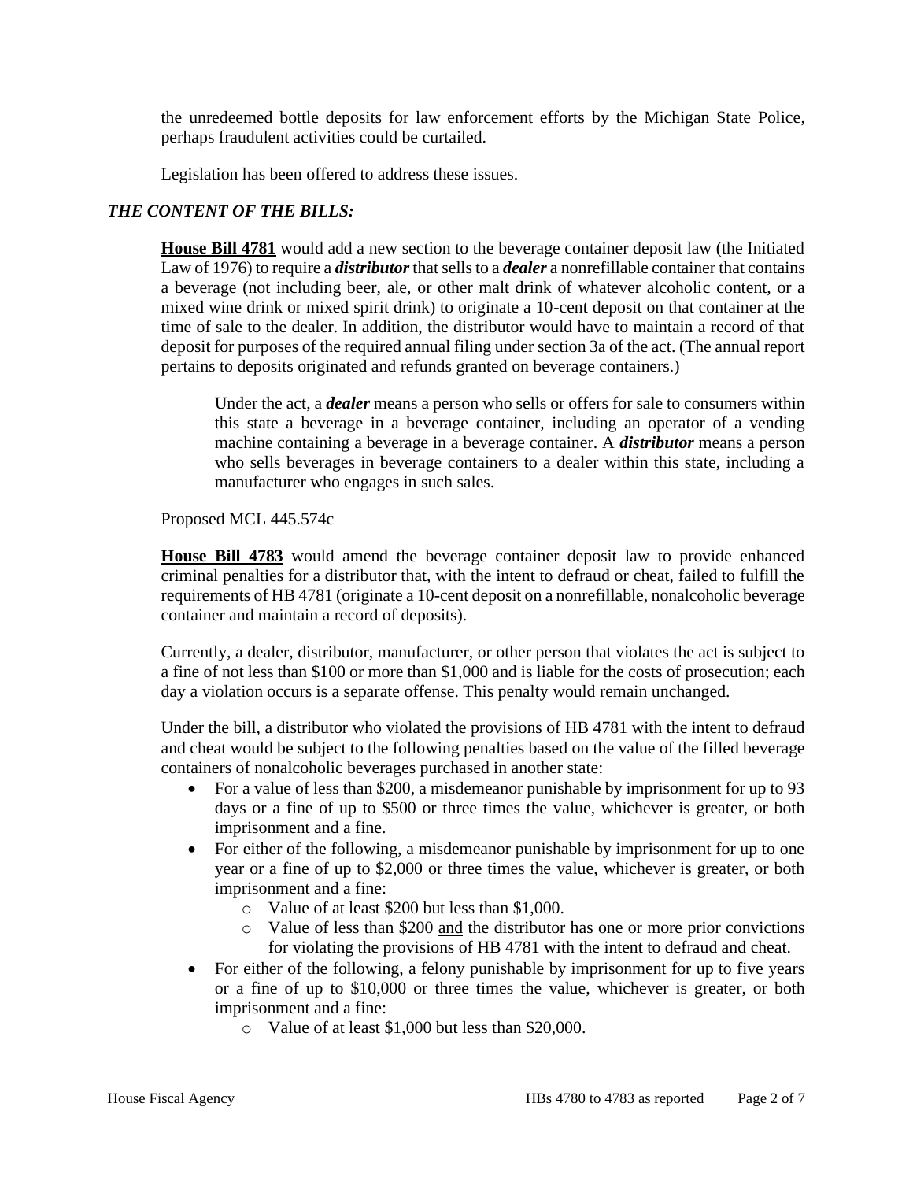the unredeemed bottle deposits for law enforcement efforts by the Michigan State Police, perhaps fraudulent activities could be curtailed.

Legislation has been offered to address these issues.

### *THE CONTENT OF THE BILLS:*

**House Bill 4781** would add a new section to the beverage container deposit law (the Initiated Law of 1976) to require a ***distributor*** that sells to a ***dealer*** a nonrefillable container that contains a beverage (not including beer, ale, or other malt drink of whatever alcoholic content, or a mixed wine drink or mixed spirit drink) to originate a 10-cent deposit on that container at the time of sale to the dealer. In addition, the distributor would have to maintain a record of that deposit for purposes of the required annual filing under section 3a of the act. (The annual report pertains to deposits originated and refunds granted on beverage containers.)

> Under the act, a ***dealer*** means a person who sells or offers for sale to consumers within this state a beverage in a beverage container, including an operator of a vending machine containing a beverage in a beverage container. A ***distributor*** means a person who sells beverages in beverage containers to a dealer within this state, including a manufacturer who engages in such sales.

Proposed MCL 445.574c

**House Bill 4783** would amend the beverage container deposit law to provide enhanced criminal penalties for a distributor that, with the intent to defraud or cheat, failed to fulfill the requirements of HB 4781 (originate a 10-cent deposit on a nonrefillable, nonalcoholic beverage container and maintain a record of deposits).

Currently, a dealer, distributor, manufacturer, or other person that violates the act is subject to a fine of not less than $100 or more than $1,000 and is liable for the costs of prosecution; each day a violation occurs is a separate offense. This penalty would remain unchanged.

Under the bill, a distributor who violated the provisions of HB 4781 with the intent to defraud and cheat would be subject to the following penalties based on the value of the filled beverage containers of nonalcoholic beverages purchased in another state:

- For a value of less than $200, a misdemeanor punishable by imprisonment for up to 93 days or a fine of up to $500 or three times the value, whichever is greater, or both imprisonment and a fine.
- For either of the following, a misdemeanor punishable by imprisonment for up to one year or a fine of up to $2,000 or three times the value, whichever is greater, or both imprisonment and a fine:
  - Value of at least $200 but less than $1,000.
  - Value of less than $200 and the distributor has one or more prior convictions for violating the provisions of HB 4781 with the intent to defraud and cheat.
- For either of the following, a felony punishable by imprisonment for up to five years or a fine of up to $10,000 or three times the value, whichever is greater, or both imprisonment and a fine:
  - Value of at least $1,000 but less than $20,000.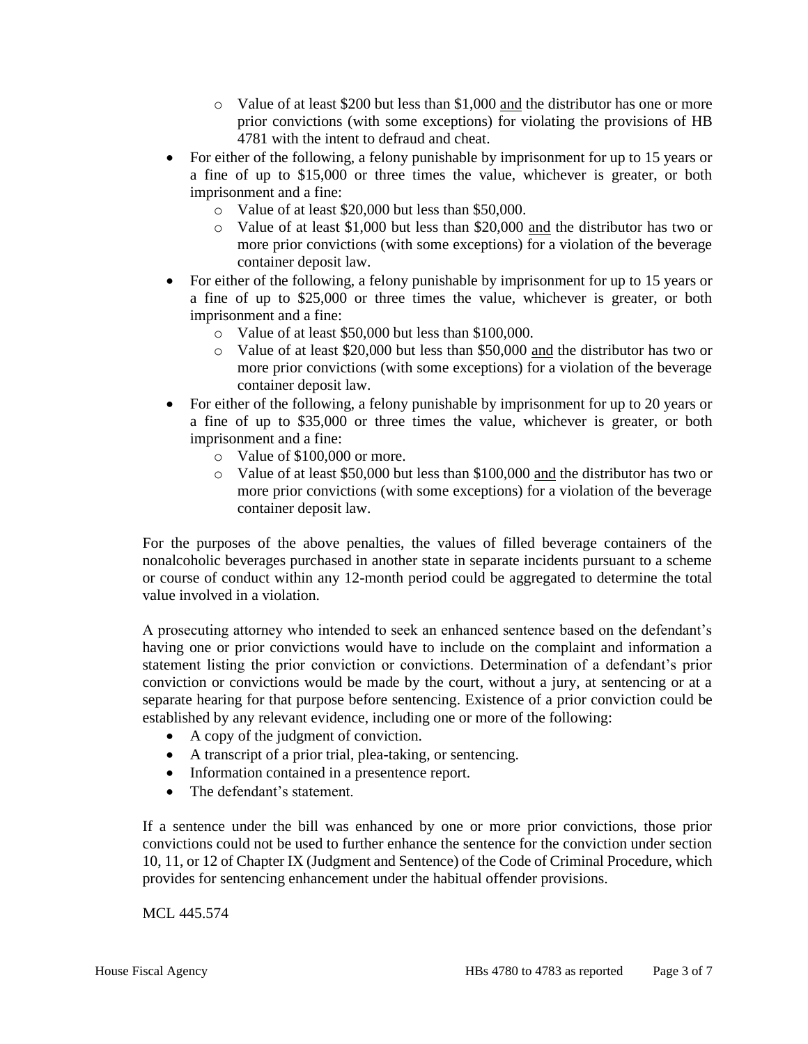- Value of at least $200 but less than $1,000 and the distributor has one or more prior convictions (with some exceptions) for violating the provisions of HB 4781 with the intent to defraud and cheat.
- For either of the following, a felony punishable by imprisonment for up to 15 years or a fine of up to $15,000 or three times the value, whichever is greater, or both imprisonment and a fine:
  - Value of at least $20,000 but less than $50,000.
  - Value of at least $1,000 but less than $20,000 and the distributor has two or more prior convictions (with some exceptions) for a violation of the beverage container deposit law.
- For either of the following, a felony punishable by imprisonment for up to 15 years or a fine of up to $25,000 or three times the value, whichever is greater, or both imprisonment and a fine:
  - Value of at least $50,000 but less than $100,000.
  - Value of at least $20,000 but less than $50,000 and the distributor has two or more prior convictions (with some exceptions) for a violation of the beverage container deposit law.
- For either of the following, a felony punishable by imprisonment for up to 20 years or a fine of up to $35,000 or three times the value, whichever is greater, or both imprisonment and a fine:
  - Value of $100,000 or more.
  - Value of at least $50,000 but less than $100,000 and the distributor has two or more prior convictions (with some exceptions) for a violation of the beverage container deposit law.

For the purposes of the above penalties, the values of filled beverage containers of the nonalcoholic beverages purchased in another state in separate incidents pursuant to a scheme or course of conduct within any 12-month period could be aggregated to determine the total value involved in a violation.

A prosecuting attorney who intended to seek an enhanced sentence based on the defendant's having one or prior convictions would have to include on the complaint and information a statement listing the prior conviction or convictions. Determination of a defendant's prior conviction or convictions would be made by the court, without a jury, at sentencing or at a separate hearing for that purpose before sentencing. Existence of a prior conviction could be established by any relevant evidence, including one or more of the following:

- A copy of the judgment of conviction.
- A transcript of a prior trial, plea-taking, or sentencing.
- Information contained in a presentence report.
- The defendant's statement.

If a sentence under the bill was enhanced by one or more prior convictions, those prior convictions could not be used to further enhance the sentence for the conviction under section 10, 11, or 12 of Chapter IX (Judgment and Sentence) of the Code of Criminal Procedure, which provides for sentencing enhancement under the habitual offender provisions.

MCL 445.574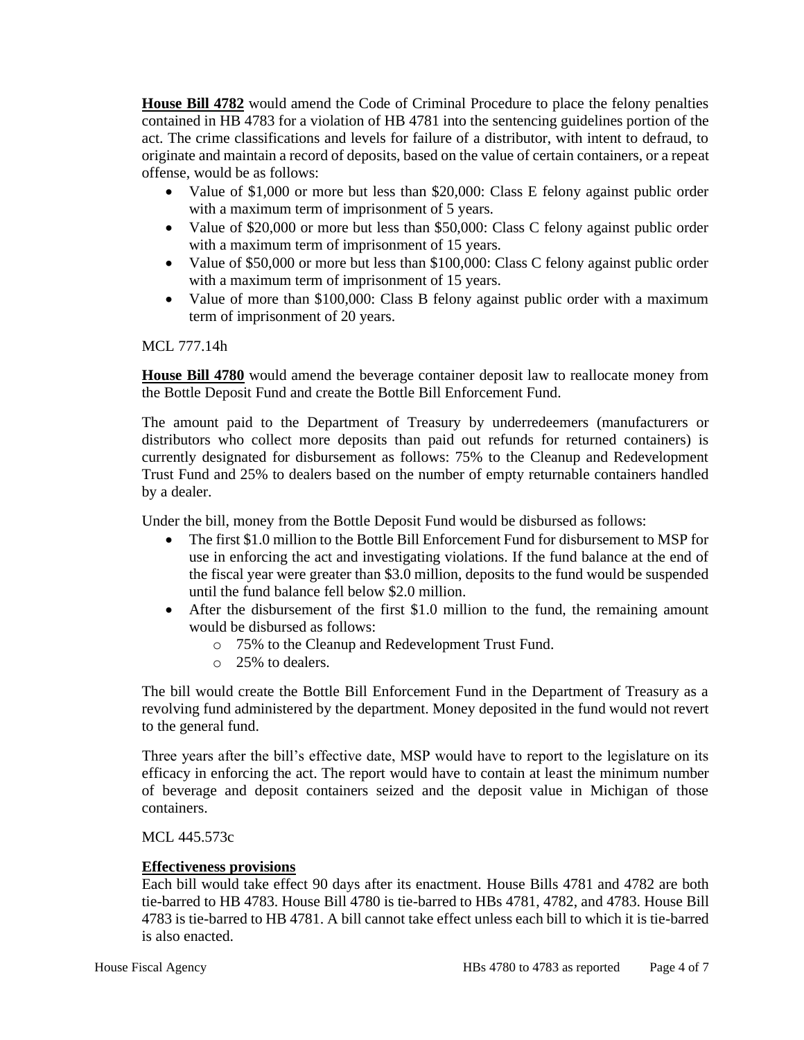**House Bill 4782** would amend the Code of Criminal Procedure to place the felony penalties contained in HB 4783 for a violation of HB 4781 into the sentencing guidelines portion of the act. The crime classifications and levels for failure of a distributor, with intent to defraud, to originate and maintain a record of deposits, based on the value of certain containers, or a repeat offense, would be as follows:

- Value of $1,000 or more but less than $20,000: Class E felony against public order with a maximum term of imprisonment of 5 years.
- Value of $20,000 or more but less than $50,000: Class C felony against public order with a maximum term of imprisonment of 15 years.
- Value of $50,000 or more but less than $100,000: Class C felony against public order with a maximum term of imprisonment of 15 years.
- Value of more than $100,000: Class B felony against public order with a maximum term of imprisonment of 20 years.

MCL 777.14h

**House Bill 4780** would amend the beverage container deposit law to reallocate money from the Bottle Deposit Fund and create the Bottle Bill Enforcement Fund.

The amount paid to the Department of Treasury by underredeemers (manufacturers or distributors who collect more deposits than paid out refunds for returned containers) is currently designated for disbursement as follows: 75% to the Cleanup and Redevelopment Trust Fund and 25% to dealers based on the number of empty returnable containers handled by a dealer.

Under the bill, money from the Bottle Deposit Fund would be disbursed as follows:

- The first $1.0 million to the Bottle Bill Enforcement Fund for disbursement to MSP for use in enforcing the act and investigating violations. If the fund balance at the end of the fiscal year were greater than $3.0 million, deposits to the fund would be suspended until the fund balance fell below $2.0 million.
- After the disbursement of the first $1.0 million to the fund, the remaining amount would be disbursed as follows:
  - 75% to the Cleanup and Redevelopment Trust Fund.
  - 25% to dealers.

The bill would create the Bottle Bill Enforcement Fund in the Department of Treasury as a revolving fund administered by the department. Money deposited in the fund would not revert to the general fund.

Three years after the bill's effective date, MSP would have to report to the legislature on its efficacy in enforcing the act. The report would have to contain at least the minimum number of beverage and deposit containers seized and the deposit value in Michigan of those containers.

MCL 445.573c

**Effectiveness provisions**

Each bill would take effect 90 days after its enactment. House Bills 4781 and 4782 are both tie-barred to HB 4783. House Bill 4780 is tie-barred to HBs 4781, 4782, and 4783. House Bill 4783 is tie-barred to HB 4781. A bill cannot take effect unless each bill to which it is tie-barred is also enacted.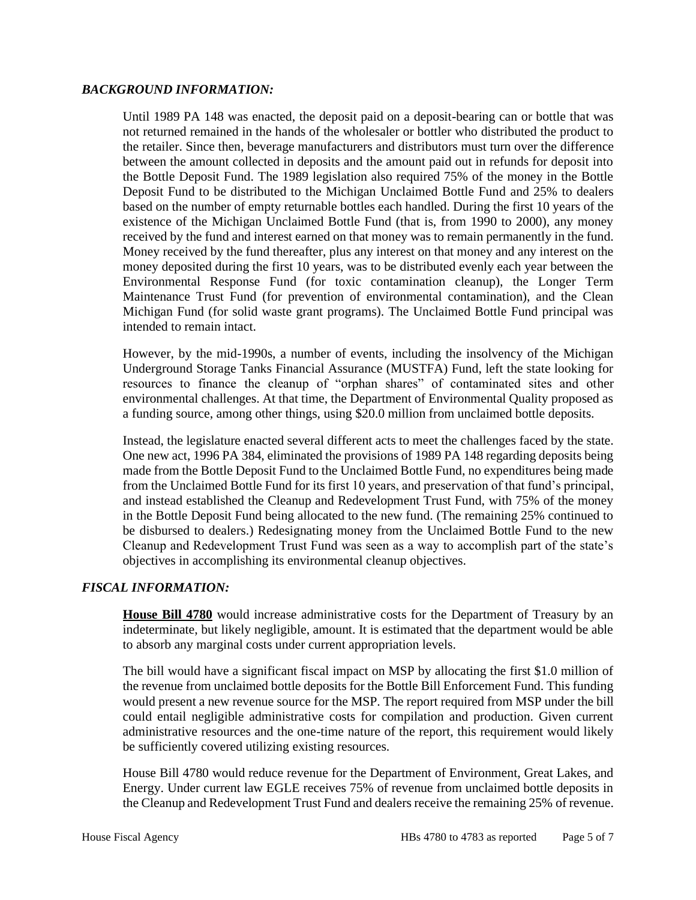### *BACKGROUND INFORMATION:*

Until 1989 PA 148 was enacted, the deposit paid on a deposit-bearing can or bottle that was not returned remained in the hands of the wholesaler or bottler who distributed the product to the retailer. Since then, beverage manufacturers and distributors must turn over the difference between the amount collected in deposits and the amount paid out in refunds for deposit into the Bottle Deposit Fund. The 1989 legislation also required 75% of the money in the Bottle Deposit Fund to be distributed to the Michigan Unclaimed Bottle Fund and 25% to dealers based on the number of empty returnable bottles each handled. During the first 10 years of the existence of the Michigan Unclaimed Bottle Fund (that is, from 1990 to 2000), any money received by the fund and interest earned on that money was to remain permanently in the fund. Money received by the fund thereafter, plus any interest on that money and any interest on the money deposited during the first 10 years, was to be distributed evenly each year between the Environmental Response Fund (for toxic contamination cleanup), the Longer Term Maintenance Trust Fund (for prevention of environmental contamination), and the Clean Michigan Fund (for solid waste grant programs). The Unclaimed Bottle Fund principal was intended to remain intact.

However, by the mid-1990s, a number of events, including the insolvency of the Michigan Underground Storage Tanks Financial Assurance (MUSTFA) Fund, left the state looking for resources to finance the cleanup of "orphan shares" of contaminated sites and other environmental challenges. At that time, the Department of Environmental Quality proposed as a funding source, among other things, using $20.0 million from unclaimed bottle deposits.

Instead, the legislature enacted several different acts to meet the challenges faced by the state. One new act, 1996 PA 384, eliminated the provisions of 1989 PA 148 regarding deposits being made from the Bottle Deposit Fund to the Unclaimed Bottle Fund, no expenditures being made from the Unclaimed Bottle Fund for its first 10 years, and preservation of that fund's principal, and instead established the Cleanup and Redevelopment Trust Fund, with 75% of the money in the Bottle Deposit Fund being allocated to the new fund. (The remaining 25% continued to be disbursed to dealers.) Redesignating money from the Unclaimed Bottle Fund to the new Cleanup and Redevelopment Trust Fund was seen as a way to accomplish part of the state's objectives in accomplishing its environmental cleanup objectives.

### *FISCAL INFORMATION:*

**House Bill 4780** would increase administrative costs for the Department of Treasury by an indeterminate, but likely negligible, amount. It is estimated that the department would be able to absorb any marginal costs under current appropriation levels.

The bill would have a significant fiscal impact on MSP by allocating the first $1.0 million of the revenue from unclaimed bottle deposits for the Bottle Bill Enforcement Fund. This funding would present a new revenue source for the MSP. The report required from MSP under the bill could entail negligible administrative costs for compilation and production. Given current administrative resources and the one-time nature of the report, this requirement would likely be sufficiently covered utilizing existing resources.

House Bill 4780 would reduce revenue for the Department of Environment, Great Lakes, and Energy. Under current law EGLE receives 75% of revenue from unclaimed bottle deposits in the Cleanup and Redevelopment Trust Fund and dealers receive the remaining 25% of revenue.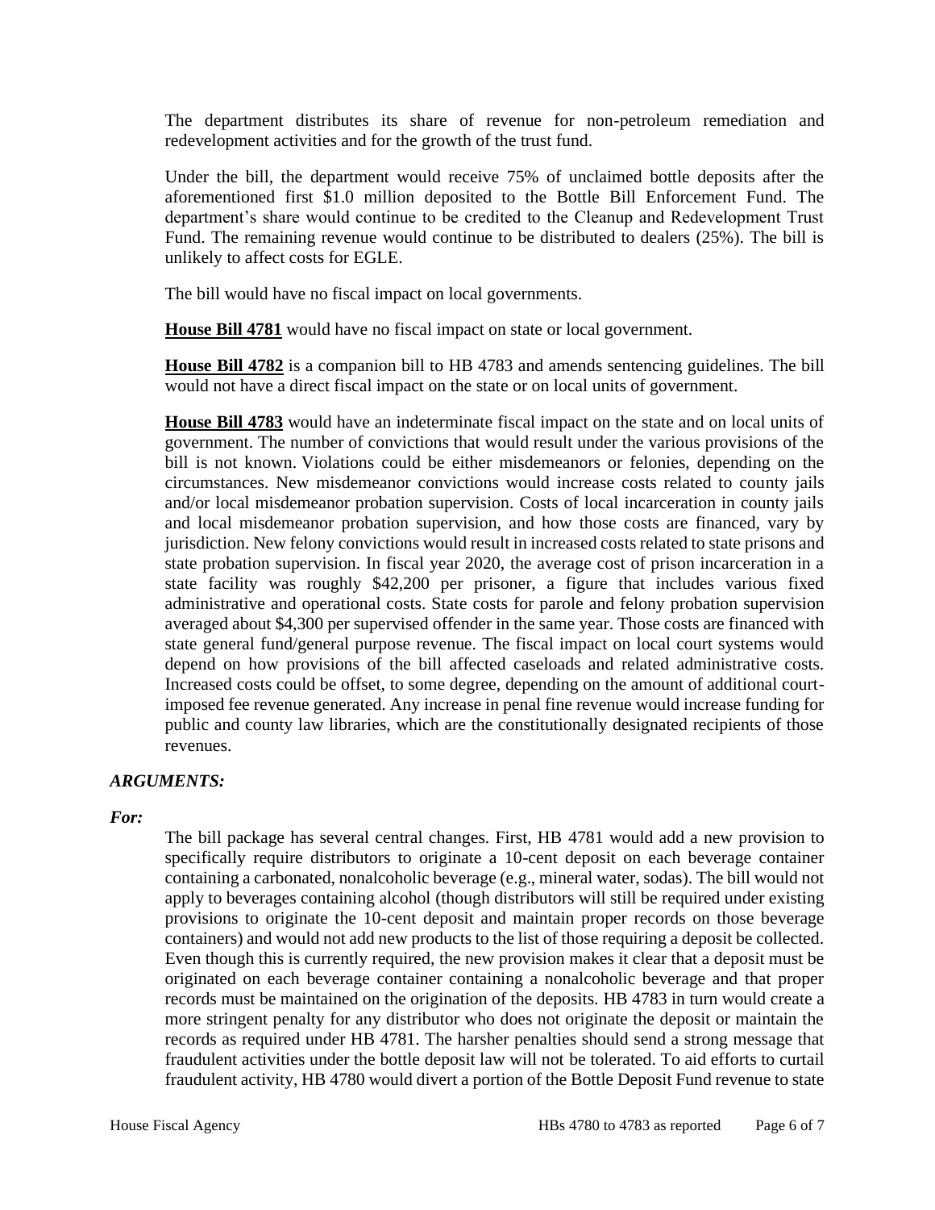The department distributes its share of revenue for non-petroleum remediation and redevelopment activities and for the growth of the trust fund.

Under the bill, the department would receive 75% of unclaimed bottle deposits after the aforementioned first $1.0 million deposited to the Bottle Bill Enforcement Fund. The department's share would continue to be credited to the Cleanup and Redevelopment Trust Fund. The remaining revenue would continue to be distributed to dealers (25%). The bill is unlikely to affect costs for EGLE.

The bill would have no fiscal impact on local governments.

**House Bill 4781** would have no fiscal impact on state or local government.

**House Bill 4782** is a companion bill to HB 4783 and amends sentencing guidelines. The bill would not have a direct fiscal impact on the state or on local units of government.

**House Bill 4783** would have an indeterminate fiscal impact on the state and on local units of government. The number of convictions that would result under the various provisions of the bill is not known. Violations could be either misdemeanors or felonies, depending on the circumstances. New misdemeanor convictions would increase costs related to county jails and/or local misdemeanor probation supervision. Costs of local incarceration in county jails and local misdemeanor probation supervision, and how those costs are financed, vary by jurisdiction. New felony convictions would result in increased costs related to state prisons and state probation supervision. In fiscal year 2020, the average cost of prison incarceration in a state facility was roughly $42,200 per prisoner, a figure that includes various fixed administrative and operational costs. State costs for parole and felony probation supervision averaged about $4,300 per supervised offender in the same year. Those costs are financed with state general fund/general purpose revenue. The fiscal impact on local court systems would depend on how provisions of the bill affected caseloads and related administrative costs. Increased costs could be offset, to some degree, depending on the amount of additional court-imposed fee revenue generated. Any increase in penal fine revenue would increase funding for public and county law libraries, which are the constitutionally designated recipients of those revenues.

### *ARGUMENTS:*

#### *For:*

The bill package has several central changes. First, HB 4781 would add a new provision to specifically require distributors to originate a 10-cent deposit on each beverage container containing a carbonated, nonalcoholic beverage (e.g., mineral water, sodas). The bill would not apply to beverages containing alcohol (though distributors will still be required under existing provisions to originate the 10-cent deposit and maintain proper records on those beverage containers) and would not add new products to the list of those requiring a deposit be collected. Even though this is currently required, the new provision makes it clear that a deposit must be originated on each beverage container containing a nonalcoholic beverage and that proper records must be maintained on the origination of the deposits. HB 4783 in turn would create a more stringent penalty for any distributor who does not originate the deposit or maintain the records as required under HB 4781. The harsher penalties should send a strong message that fraudulent activities under the bottle deposit law will not be tolerated. To aid efforts to curtail fraudulent activity, HB 4780 would divert a portion of the Bottle Deposit Fund revenue to state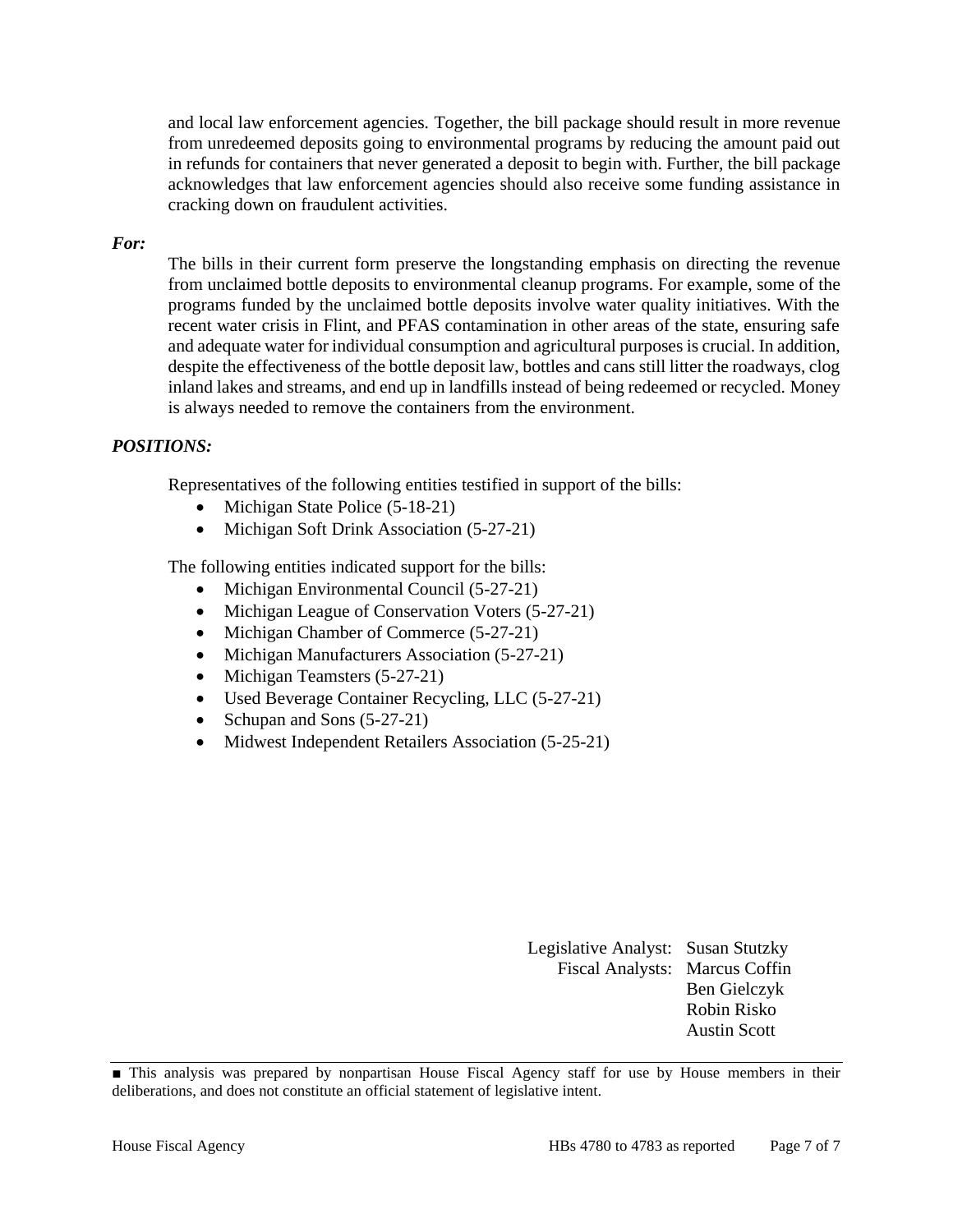and local law enforcement agencies. Together, the bill package should result in more revenue from unredeemed deposits going to environmental programs by reducing the amount paid out in refunds for containers that never generated a deposit to begin with. Further, the bill package acknowledges that law enforcement agencies should also receive some funding assistance in cracking down on fraudulent activities.

***For:***

The bills in their current form preserve the longstanding emphasis on directing the revenue from unclaimed bottle deposits to environmental cleanup programs. For example, some of the programs funded by the unclaimed bottle deposits involve water quality initiatives. With the recent water crisis in Flint, and PFAS contamination in other areas of the state, ensuring safe and adequate water for individual consumption and agricultural purposes is crucial. In addition, despite the effectiveness of the bottle deposit law, bottles and cans still litter the roadways, clog inland lakes and streams, and end up in landfills instead of being redeemed or recycled. Money is always needed to remove the containers from the environment.

***POSITIONS:***

Representatives of the following entities testified in support of the bills:

- Michigan State Police (5-18-21)
- Michigan Soft Drink Association (5-27-21)

The following entities indicated support for the bills:

- Michigan Environmental Council (5-27-21)
- Michigan League of Conservation Voters (5-27-21)
- Michigan Chamber of Commerce (5-27-21)
- Michigan Manufacturers Association (5-27-21)
- Michigan Teamsters (5-27-21)
- Used Beverage Container Recycling, LLC (5-27-21)
- Schupan and Sons (5-27-21)
- Midwest Independent Retailers Association (5-25-21)

Legislative Analyst: Susan Stutzky
Fiscal Analysts: Marcus Coffin
Ben Gielczyk
Robin Risko
Austin Scott

■ This analysis was prepared by nonpartisan House Fiscal Agency staff for use by House members in their deliberations, and does not constitute an official statement of legislative intent.